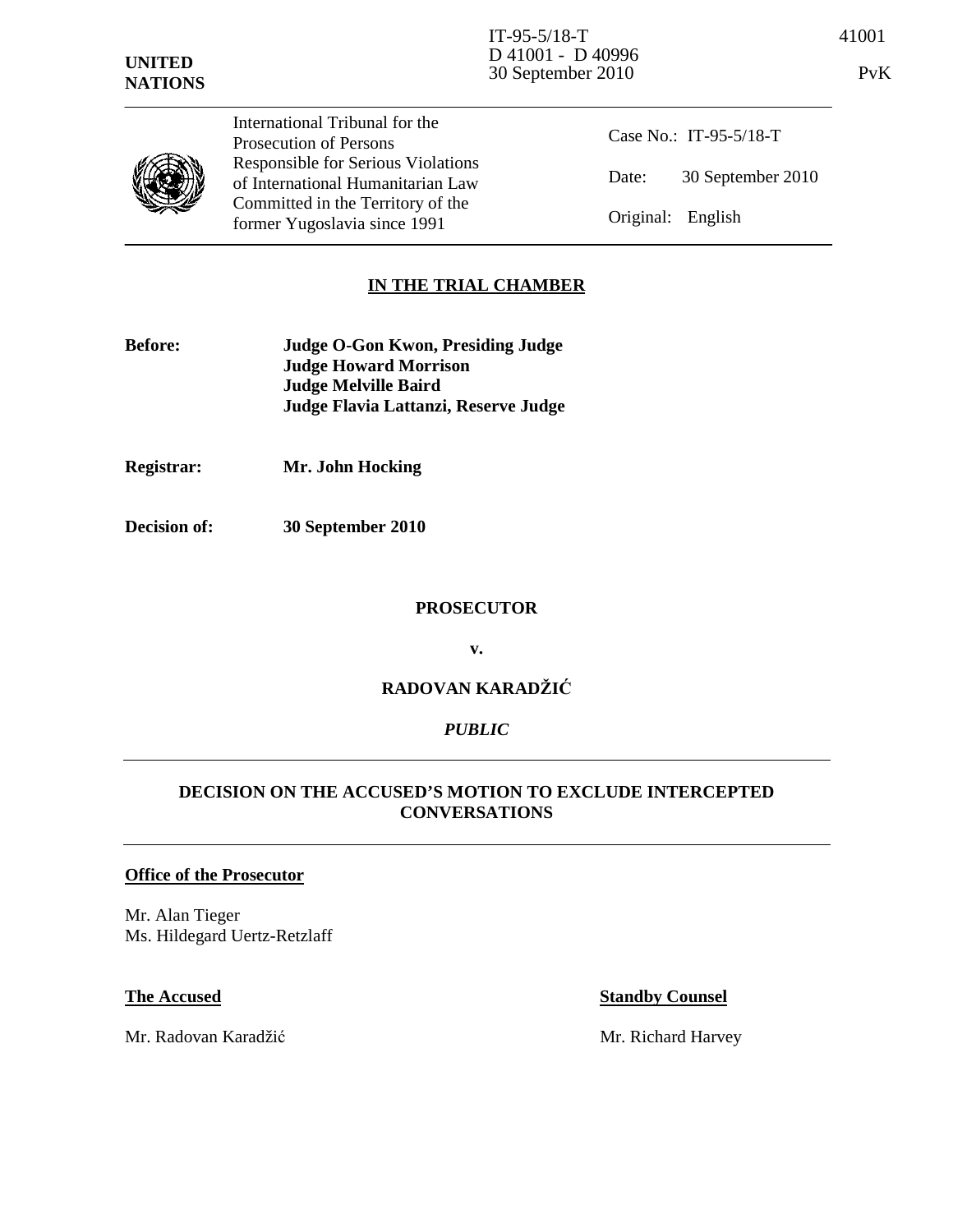IT-95-5/18-T
D 41001 - D 40996
30 September 2010

41001

PvK

**UNITED NATIONS**

International Tribunal for the Prosecution of Persons Responsible for Serious Violations of International Humanitarian Law Committed in the Territory of the former Yugoslavia since 1991

Case No.: IT-95-5/18-T

Date: 30 September 2010

Original: English

**IN THE TRIAL CHAMBER**

**Before:** **Judge O-Gon Kwon, Presiding Judge**
**Judge Howard Morrison**
**Judge Melville Baird**
**Judge Flavia Lattanzi, Reserve Judge**

**Registrar:** **Mr. John Hocking**

**Decision of:** **30 September 2010**

**PROSECUTOR**

**v.**

**RADOVAN KARADŽIĆ**

***PUBLIC***

**DECISION ON THE ACCUSED'S MOTION TO EXCLUDE INTERCEPTED CONVERSATIONS**

**Office of the Prosecutor**

Mr. Alan Tieger
Ms. Hildegard Uertz-Retzlaff

**The Accused**

Mr. Radovan Karadžić

**Standby Counsel**

Mr. Richard Harvey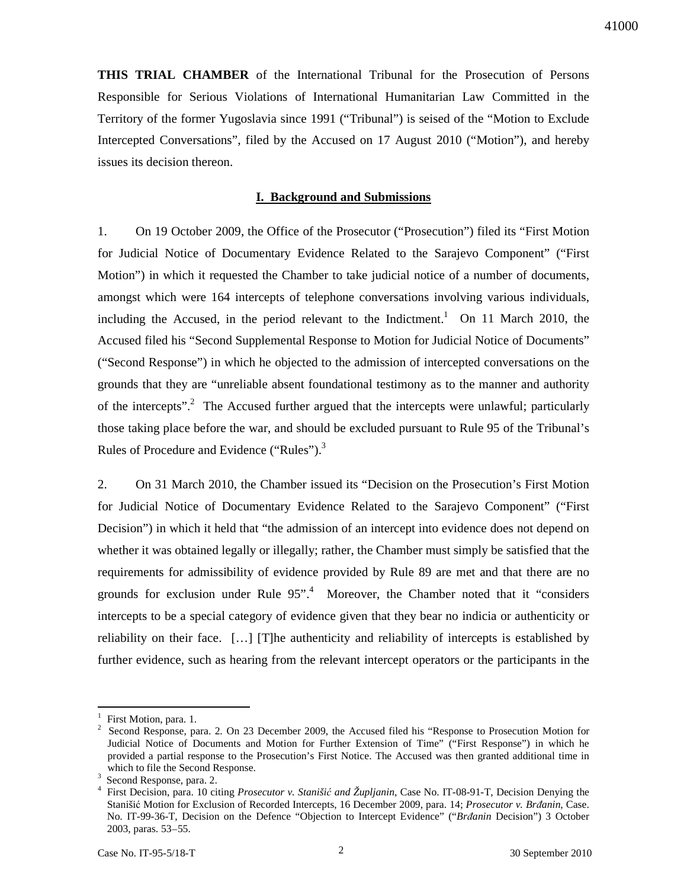**THIS TRIAL CHAMBER** of the International Tribunal for the Prosecution of Persons Responsible for Serious Violations of International Humanitarian Law Committed in the Territory of the former Yugoslavia since 1991 ("Tribunal") is seised of the "Motion to Exclude Intercepted Conversations", filed by the Accused on 17 August 2010 ("Motion"), and hereby issues its decision thereon.

## I. Background and Submissions

1. On 19 October 2009, the Office of the Prosecutor ("Prosecution") filed its "First Motion for Judicial Notice of Documentary Evidence Related to the Sarajevo Component" ("First Motion") in which it requested the Chamber to take judicial notice of a number of documents, amongst which were 164 intercepts of telephone conversations involving various individuals, including the Accused, in the period relevant to the Indictment.[1] On 11 March 2010, the Accused filed his "Second Supplemental Response to Motion for Judicial Notice of Documents" ("Second Response") in which he objected to the admission of intercepted conversations on the grounds that they are "unreliable absent foundational testimony as to the manner and authority of the intercepts".[2] The Accused further argued that the intercepts were unlawful; particularly those taking place before the war, and should be excluded pursuant to Rule 95 of the Tribunal's Rules of Procedure and Evidence ("Rules").[3]

2. On 31 March 2010, the Chamber issued its "Decision on the Prosecution's First Motion for Judicial Notice of Documentary Evidence Related to the Sarajevo Component" ("First Decision") in which it held that "the admission of an intercept into evidence does not depend on whether it was obtained legally or illegally; rather, the Chamber must simply be satisfied that the requirements for admissibility of evidence provided by Rule 89 are met and that there are no grounds for exclusion under Rule 95".[4] Moreover, the Chamber noted that it "considers intercepts to be a special category of evidence given that they bear no indicia or authenticity or reliability on their face. […] [T]he authenticity and reliability of intercepts is established by further evidence, such as hearing from the relevant intercept operators or the participants in the

---

[1] First Motion, para. 1.

[2] Second Response, para. 2. On 23 December 2009, the Accused filed his "Response to Prosecution Motion for Judicial Notice of Documents and Motion for Further Extension of Time" ("First Response") in which he provided a partial response to the Prosecution's First Notice. The Accused was then granted additional time in which to file the Second Response.

[3] Second Response, para. 2.

[4] First Decision, para. 10 citing *Prosecutor v. Stanišić and Župljanin*, Case No. IT-08-91-T, Decision Denying the Stanišić Motion for Exclusion of Recorded Intercepts, 16 December 2009, para. 14; *Prosecutor v. Brđanin*, Case. No. IT-99-36-T, Decision on the Defence "Objection to Intercept Evidence" ("*Brđanin* Decision") 3 October 2003, paras. 53–55.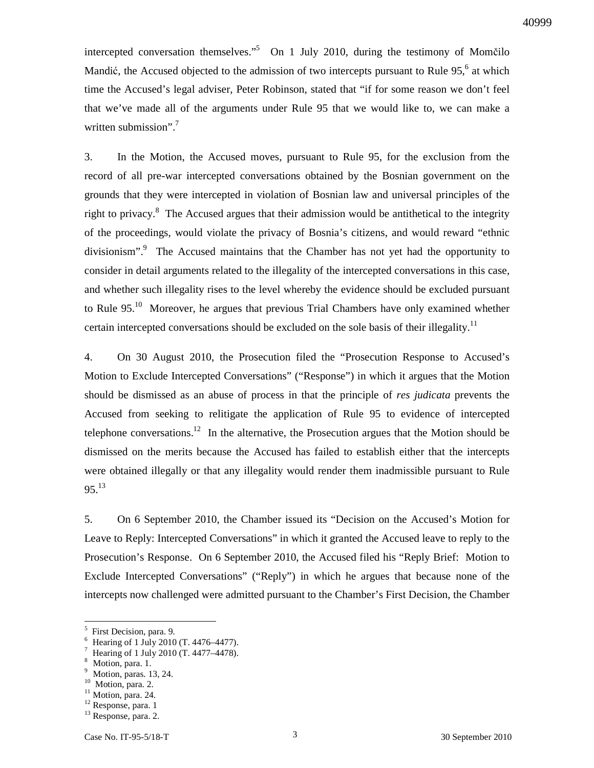intercepted conversation themselves."[5] On 1 July 2010, during the testimony of Momčilo Mandić, the Accused objected to the admission of two intercepts pursuant to Rule 95,[6] at which time the Accused's legal adviser, Peter Robinson, stated that "if for some reason we don't feel that we've made all of the arguments under Rule 95 that we would like to, we can make a written submission".[7]

3. In the Motion, the Accused moves, pursuant to Rule 95, for the exclusion from the record of all pre-war intercepted conversations obtained by the Bosnian government on the grounds that they were intercepted in violation of Bosnian law and universal principles of the right to privacy.[8] The Accused argues that their admission would be antithetical to the integrity of the proceedings, would violate the privacy of Bosnia's citizens, and would reward "ethnic divisionism".[9] The Accused maintains that the Chamber has not yet had the opportunity to consider in detail arguments related to the illegality of the intercepted conversations in this case, and whether such illegality rises to the level whereby the evidence should be excluded pursuant to Rule 95.[10] Moreover, he argues that previous Trial Chambers have only examined whether certain intercepted conversations should be excluded on the sole basis of their illegality.[11]

4. On 30 August 2010, the Prosecution filed the "Prosecution Response to Accused's Motion to Exclude Intercepted Conversations" ("Response") in which it argues that the Motion should be dismissed as an abuse of process in that the principle of *res judicata* prevents the Accused from seeking to relitigate the application of Rule 95 to evidence of intercepted telephone conversations.[12] In the alternative, the Prosecution argues that the Motion should be dismissed on the merits because the Accused has failed to establish either that the intercepts were obtained illegally or that any illegality would render them inadmissible pursuant to Rule 95.[13]

5. On 6 September 2010, the Chamber issued its "Decision on the Accused's Motion for Leave to Reply: Intercepted Conversations" in which it granted the Accused leave to reply to the Prosecution's Response. On 6 September 2010, the Accused filed his "Reply Brief: Motion to Exclude Intercepted Conversations" ("Reply") in which he argues that because none of the intercepts now challenged were admitted pursuant to the Chamber's First Decision, the Chamber

---

[5] First Decision, para. 9.
[6] Hearing of 1 July 2010 (T. 4476–4477).
[7] Hearing of 1 July 2010 (T. 4477–4478).
[8] Motion, para. 1.
[9] Motion, paras. 13, 24.
[10] Motion, para. 2.
[11] Motion, para. 24.
[12] Response, para. 1
[13] Response, para. 2.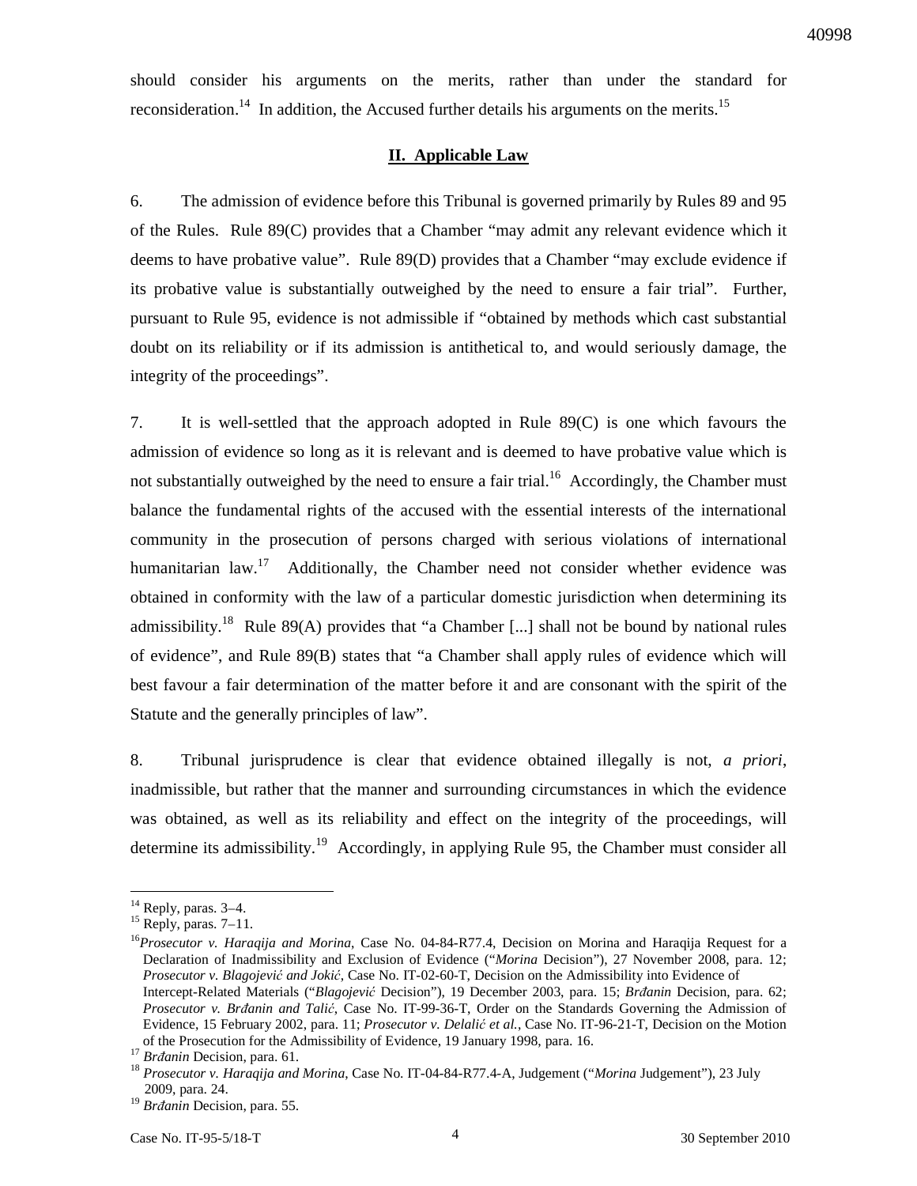should consider his arguments on the merits, rather than under the standard for reconsideration.[14] In addition, the Accused further details his arguments on the merits.[15]

## II. Applicable Law

6. The admission of evidence before this Tribunal is governed primarily by Rules 89 and 95 of the Rules. Rule 89(C) provides that a Chamber "may admit any relevant evidence which it deems to have probative value". Rule 89(D) provides that a Chamber "may exclude evidence if its probative value is substantially outweighed by the need to ensure a fair trial". Further, pursuant to Rule 95, evidence is not admissible if "obtained by methods which cast substantial doubt on its reliability or if its admission is antithetical to, and would seriously damage, the integrity of the proceedings".

7. It is well-settled that the approach adopted in Rule 89(C) is one which favours the admission of evidence so long as it is relevant and is deemed to have probative value which is not substantially outweighed by the need to ensure a fair trial.[16] Accordingly, the Chamber must balance the fundamental rights of the accused with the essential interests of the international community in the prosecution of persons charged with serious violations of international humanitarian law.[17] Additionally, the Chamber need not consider whether evidence was obtained in conformity with the law of a particular domestic jurisdiction when determining its admissibility.[18] Rule 89(A) provides that "a Chamber [...] shall not be bound by national rules of evidence", and Rule 89(B) states that "a Chamber shall apply rules of evidence which will best favour a fair determination of the matter before it and are consonant with the spirit of the Statute and the generally principles of law".

8. Tribunal jurisprudence is clear that evidence obtained illegally is not, *a priori*, inadmissible, but rather that the manner and surrounding circumstances in which the evidence was obtained, as well as its reliability and effect on the integrity of the proceedings, will determine its admissibility.[19] Accordingly, in applying Rule 95, the Chamber must consider all

---

[14] Reply, paras. 3–4.

[15] Reply, paras. 7–11.

[16] *Prosecutor v. Haraqija and Morina*, Case No. 04-84-R77.4, Decision on Morina and Haraqija Request for a Declaration of Inadmissibility and Exclusion of Evidence ("*Morina* Decision"), 27 November 2008, para. 12; *Prosecutor v. Blagojević and Jokić*, Case No. IT-02-60-T, Decision on the Admissibility into Evidence of Intercept-Related Materials ("*Blagojević* Decision"), 19 December 2003, para. 15; *Brđanin* Decision, para. 62; *Prosecutor v. Brđanin and Talić*, Case No. IT-99-36-T, Order on the Standards Governing the Admission of Evidence, 15 February 2002, para. 11; *Prosecutor v. Delalić et al.*, Case No. IT-96-21-T, Decision on the Motion of the Prosecution for the Admissibility of Evidence, 19 January 1998, para. 16.

[17] *Brđanin* Decision, para. 61.

[18] *Prosecutor v. Haraqija and Morina*, Case No. IT-04-84-R77.4-A, Judgement ("*Morina* Judgement"), 23 July 2009, para. 24.

[19] *Brđanin* Decision, para. 55.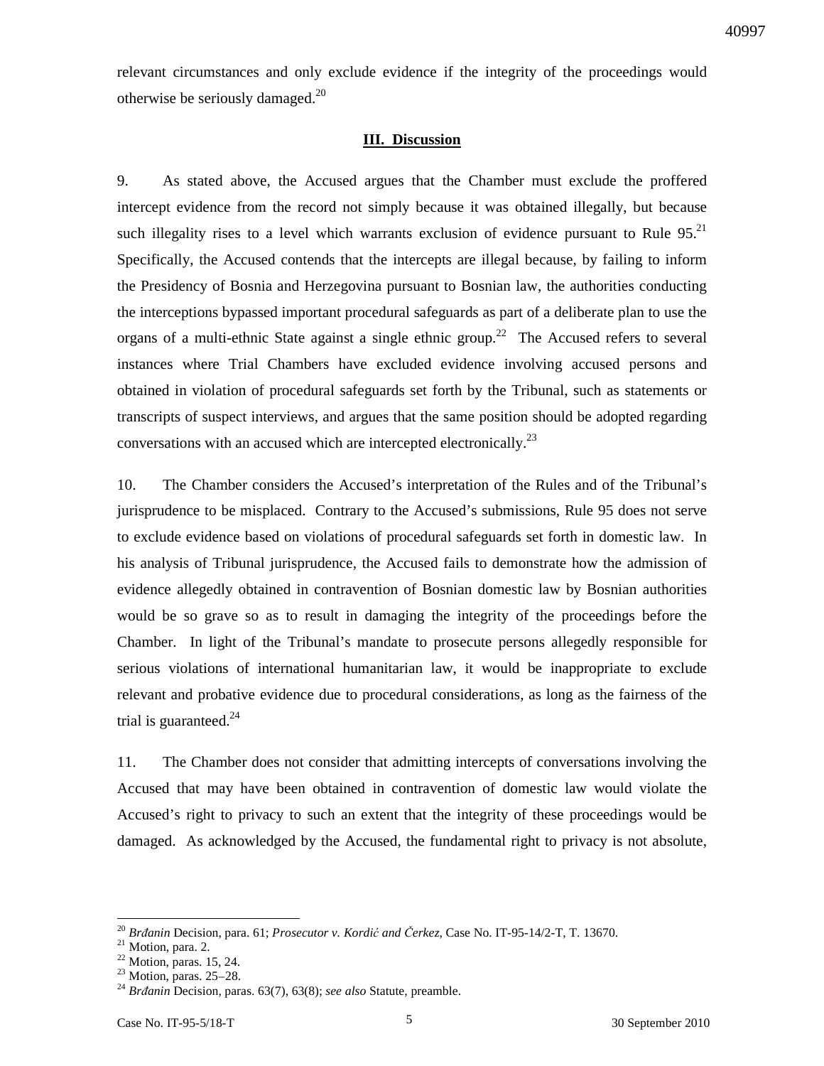relevant circumstances and only exclude evidence if the integrity of the proceedings would otherwise be seriously damaged.[20]

## III. Discussion

9. As stated above, the Accused argues that the Chamber must exclude the proffered intercept evidence from the record not simply because it was obtained illegally, but because such illegality rises to a level which warrants exclusion of evidence pursuant to Rule 95.[21] Specifically, the Accused contends that the intercepts are illegal because, by failing to inform the Presidency of Bosnia and Herzegovina pursuant to Bosnian law, the authorities conducting the interceptions bypassed important procedural safeguards as part of a deliberate plan to use the organs of a multi-ethnic State against a single ethnic group.[22] The Accused refers to several instances where Trial Chambers have excluded evidence involving accused persons and obtained in violation of procedural safeguards set forth by the Tribunal, such as statements or transcripts of suspect interviews, and argues that the same position should be adopted regarding conversations with an accused which are intercepted electronically.[23]

10. The Chamber considers the Accused's interpretation of the Rules and of the Tribunal's jurisprudence to be misplaced. Contrary to the Accused's submissions, Rule 95 does not serve to exclude evidence based on violations of procedural safeguards set forth in domestic law. In his analysis of Tribunal jurisprudence, the Accused fails to demonstrate how the admission of evidence allegedly obtained in contravention of Bosnian domestic law by Bosnian authorities would be so grave so as to result in damaging the integrity of the proceedings before the Chamber. In light of the Tribunal's mandate to prosecute persons allegedly responsible for serious violations of international humanitarian law, it would be inappropriate to exclude relevant and probative evidence due to procedural considerations, as long as the fairness of the trial is guaranteed.[24]

11. The Chamber does not consider that admitting intercepts of conversations involving the Accused that may have been obtained in contravention of domestic law would violate the Accused's right to privacy to such an extent that the integrity of these proceedings would be damaged. As acknowledged by the Accused, the fundamental right to privacy is not absolute,

---

[20] *Brđanin* Decision, para. 61; *Prosecutor v. Kordić and Čerkez*, Case No. IT-95-14/2-T, T. 13670.

[21] Motion, para. 2.

[22] Motion, paras. 15, 24.

[23] Motion, paras. 25–28.

[24] *Brđanin* Decision, paras. 63(7), 63(8); *see also* Statute, preamble.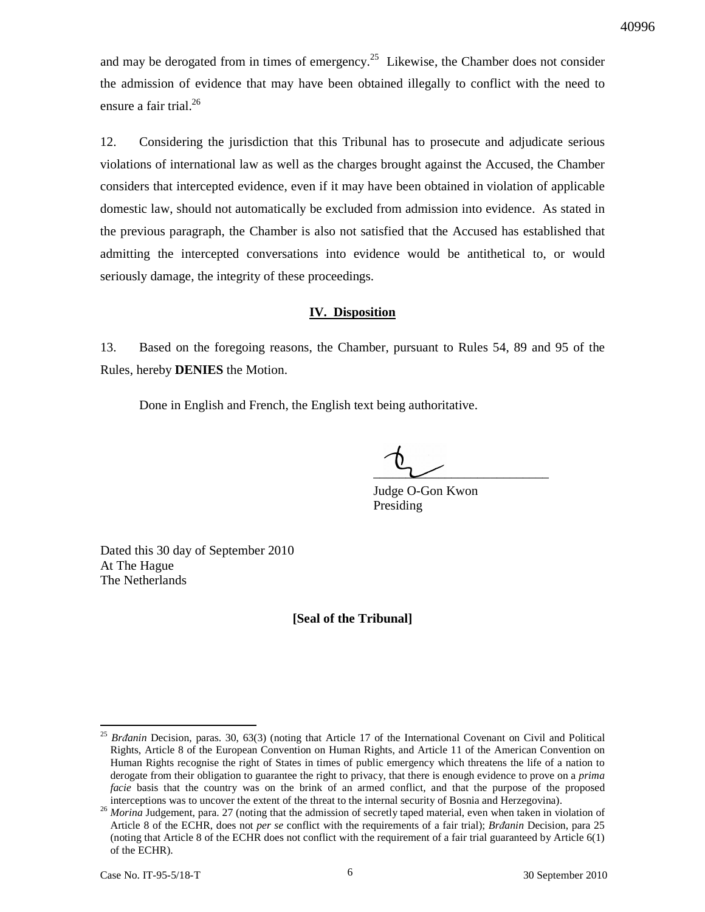and may be derogated from in times of emergency.[25] Likewise, the Chamber does not consider the admission of evidence that may have been obtained illegally to conflict with the need to ensure a fair trial.[26]

12. Considering the jurisdiction that this Tribunal has to prosecute and adjudicate serious violations of international law as well as the charges brought against the Accused, the Chamber considers that intercepted evidence, even if it may have been obtained in violation of applicable domestic law, should not automatically be excluded from admission into evidence. As stated in the previous paragraph, the Chamber is also not satisfied that the Accused has established that admitting the intercepted conversations into evidence would be antithetical to, or would seriously damage, the integrity of these proceedings.

## IV. Disposition

13. Based on the foregoing reasons, the Chamber, pursuant to Rules 54, 89 and 95 of the Rules, hereby **DENIES** the Motion.

Done in English and French, the English text being authoritative.

Judge O-Gon Kwon
Presiding

Dated this 30 day of September 2010
At The Hague
The Netherlands

**[Seal of the Tribunal]**

---

[25] *Brđanin* Decision, paras. 30, 63(3) (noting that Article 17 of the International Covenant on Civil and Political Rights, Article 8 of the European Convention on Human Rights, and Article 11 of the American Convention on Human Rights recognise the right of States in times of public emergency which threatens the life of a nation to derogate from their obligation to guarantee the right to privacy, that there is enough evidence to prove on a *prima facie* basis that the country was on the brink of an armed conflict, and that the purpose of the proposed interceptions was to uncover the extent of the threat to the internal security of Bosnia and Herzegovina).

[26] *Morina* Judgement, para. 27 (noting that the admission of secretly taped material, even when taken in violation of Article 8 of the ECHR, does not *per se* conflict with the requirements of a fair trial); *Brđanin* Decision, para 25 (noting that Article 8 of the ECHR does not conflict with the requirement of a fair trial guaranteed by Article 6(1) of the ECHR).